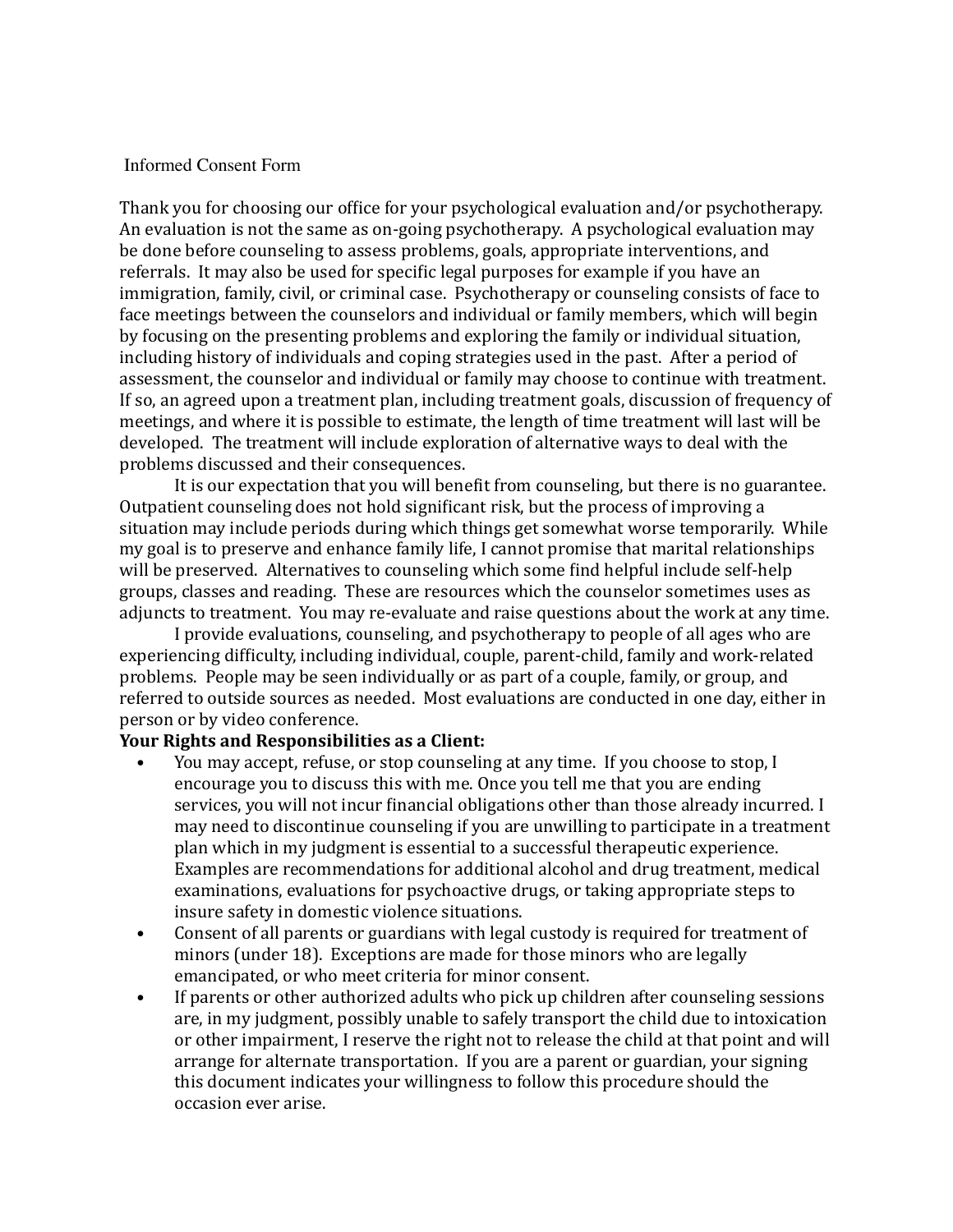# Informed Consent Form

Thank you for choosing our office for your psychological evaluation and/or psychotherapy. An evaluation is not the same as on-going psychotherapy. A psychological evaluation may be done before counseling to assess problems, goals, appropriate interventions, and referrals. It may also be used for specific legal purposes for example if you have an immigration, family, civil, or criminal case. Psychotherapy or counseling consists of face to face meetings between the counselors and individual or family members, which will begin by focusing on the presenting problems and exploring the family or individual situation, including history of individuals and coping strategies used in the past. After a period of assessment, the counselor and individual or family may choose to continue with treatment. If so, an agreed upon a treatment plan, including treatment goals, discussion of frequency of meetings, and where it is possible to estimate, the length of time treatment will last will be developed. The treatment will include exploration of alternative ways to deal with the problems discussed and their consequences.

It is our expectation that you will benefit from counseling, but there is no guarantee. Outpatient counseling does not hold significant risk, but the process of improving a situation may include periods during which things get somewhat worse temporarily. While my goal is to preserve and enhance family life, I cannot promise that marital relationships will be preserved. Alternatives to counseling which some find helpful include self-help groups, classes and reading. These are resources which the counselor sometimes uses as adjuncts to treatment. You may re-evaluate and raise questions about the work at any time.

I provide evaluations, counseling, and psychotherapy to people of all ages who are experiencing difficulty, including individual, couple, parent-child, family and work-related problems. People may be seen individually or as part of a couple, family, or group, and referred to outside sources as needed. Most evaluations are conducted in one day, either in person or by video conference.

**Your Rights and Responsibilities as a Client:**

- You may accept, refuse, or stop counseling at any time. If you choose to stop, I encourage you to discuss this with me. Once you tell me that you are ending services, you will not incur financial obligations other than those already incurred. I may need to discontinue counseling if you are unwilling to participate in a treatment plan which in my judgment is essential to a successful therapeutic experience. Examples are recommendations for additional alcohol and drug treatment, medical examinations, evaluations for psychoactive drugs, or taking appropriate steps to insure safety in domestic violence situations.
- Consent of all parents or guardians with legal custody is required for treatment of minors (under 18). Exceptions are made for those minors who are legally emancipated, or who meet criteria for minor consent.
- If parents or other authorized adults who pick up children after counseling sessions are, in my judgment, possibly unable to safely transport the child due to intoxication or other impairment, I reserve the right not to release the child at that point and will arrange for alternate transportation. If you are a parent or guardian, your signing this document indicates your willingness to follow this procedure should the occasion ever arise.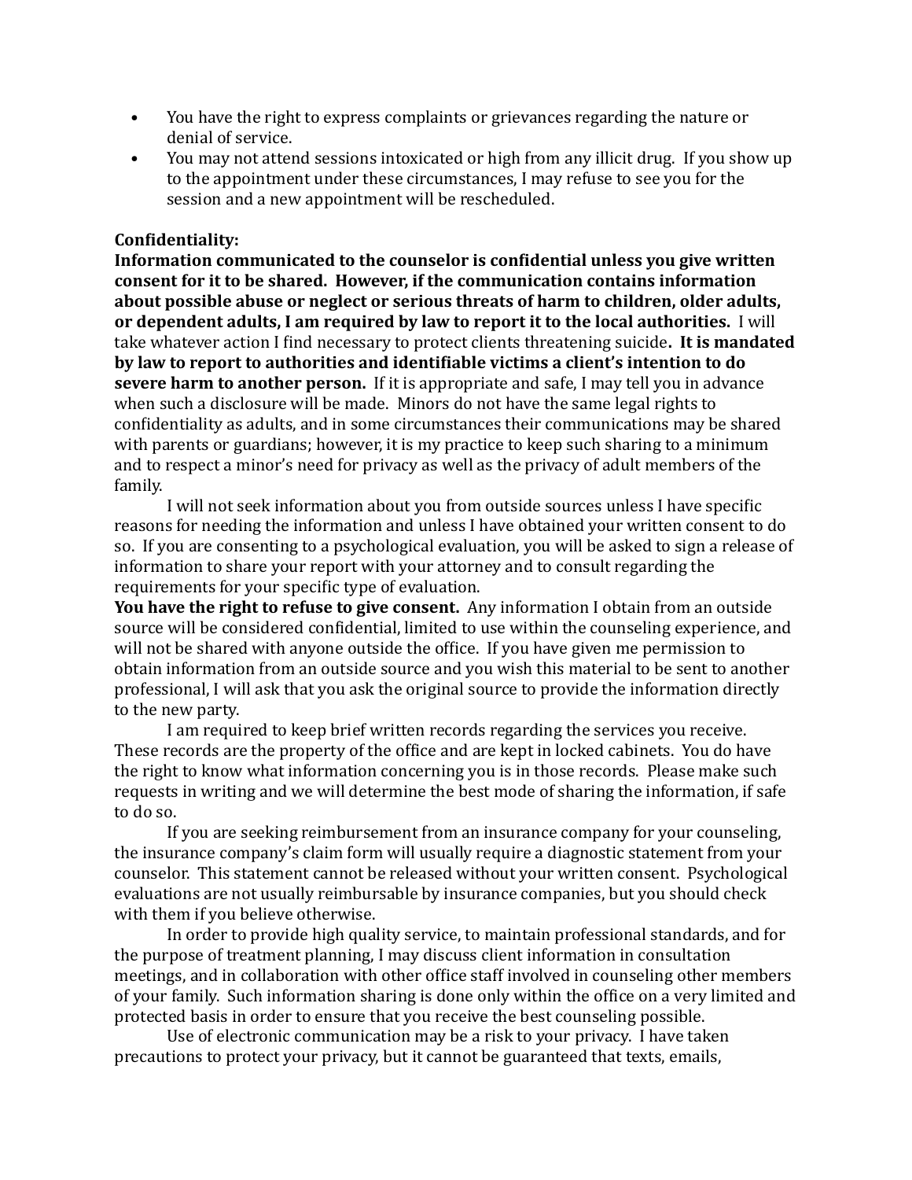- You have the right to express complaints or grievances regarding the nature or denial of service.
- You may not attend sessions intoxicated or high from any illicit drug. If you show up to the appointment under these circumstances, I may refuse to see you for the session and a new appointment will be rescheduled.

**Confidentiality:**

**Information communicated to the counselor is confidential unless you give written consent for it to be shared. However, if the communication contains information about possible abuse or neglect or serious threats of harm to children, older adults, or dependent adults, I am required by law to report it to the local authorities.** I will take whatever action I find necessary to protect clients threatening suicide**. It is mandated by law to report to authorities and identifiable victims a client's intention to do severe harm to another person.** If it is appropriate and safe, I may tell you in advance when such a disclosure will be made. Minors do not have the same legal rights to confidentiality as adults, and in some circumstances their communications may be shared with parents or guardians; however, it is my practice to keep such sharing to a minimum and to respect a minor's need for privacy as well as the privacy of adult members of the family.

I will not seek information about you from outside sources unless I have specific reasons for needing the information and unless I have obtained your written consent to do so. If you are consenting to a psychological evaluation, you will be asked to sign a release of information to share your report with your attorney and to consult regarding the requirements for your specific type of evaluation.

**You have the right to refuse to give consent.** Any information I obtain from an outside source will be considered confidential, limited to use within the counseling experience, and will not be shared with anyone outside the office. If you have given me permission to obtain information from an outside source and you wish this material to be sent to another professional, I will ask that you ask the original source to provide the information directly to the new party.

I am required to keep brief written records regarding the services you receive. These records are the property of the office and are kept in locked cabinets. You do have the right to know what information concerning you is in those records. Please make such requests in writing and we will determine the best mode of sharing the information, if safe to do so.

If you are seeking reimbursement from an insurance company for your counseling, the insurance company's claim form will usually require a diagnostic statement from your counselor. This statement cannot be released without your written consent. Psychological evaluations are not usually reimbursable by insurance companies, but you should check with them if you believe otherwise.

In order to provide high quality service, to maintain professional standards, and for the purpose of treatment planning, I may discuss client information in consultation meetings, and in collaboration with other office staff involved in counseling other members of your family. Such information sharing is done only within the office on a very limited and protected basis in order to ensure that you receive the best counseling possible.

Use of electronic communication may be a risk to your privacy. I have taken precautions to protect your privacy, but it cannot be guaranteed that texts, emails,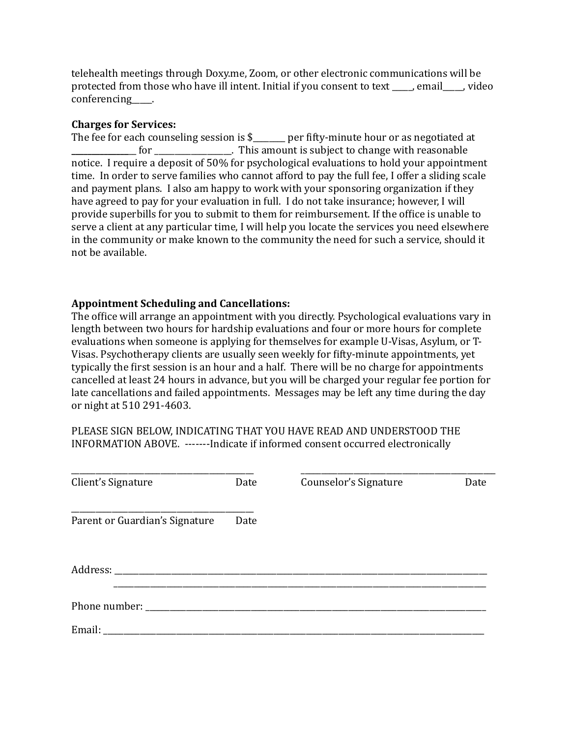telehealth meetings through Doxy.me, Zoom, or other electronic communications will be protected from those who have ill intent. Initial if you consent to text _____, email_____, video conferencing_____.

**Charges for Services:**
The fee for each counseling session is $________ per fifty-minute hour or as negotiated at ________________ for ___________________. This amount is subject to change with reasonable notice. I require a deposit of 50% for psychological evaluations to hold your appointment time. In order to serve families who cannot afford to pay the full fee, I offer a sliding scale and payment plans. I also am happy to work with your sponsoring organization if they have agreed to pay for your evaluation in full. I do not take insurance; however, I will provide superbills for you to submit to them for reimbursement. If the office is unable to serve a client at any particular time, I will help you locate the services you need elsewhere in the community or make known to the community the need for such a service, should it not be available.

**Appointment Scheduling and Cancellations:**
The office will arrange an appointment with you directly. Psychological evaluations vary in length between two hours for hardship evaluations and four or more hours for complete evaluations when someone is applying for themselves for example U-Visas, Asylum, or T-Visas. Psychotherapy clients are usually seen weekly for fifty-minute appointments, yet typically the first session is an hour and a half. There will be no charge for appointments cancelled at least 24 hours in advance, but you will be charged your regular fee portion for late cancellations and failed appointments. Messages may be left any time during the day or night at 510 291-4603.

PLEASE SIGN BELOW, INDICATING THAT YOU HAVE READ AND UNDERSTOOD THE INFORMATION ABOVE. -------Indicate if informed consent occurred electronically

_____________________________________________ _____________________________________________
Client's Signature Date Counselor's Signature Date

_____________________________________________
Parent or Guardian's Signature Date

Address: ____________________________________________________________________________
_____________________________________________________________________________

Phone number: _______________________________________________________________________

Email: ______________________________________________________________________________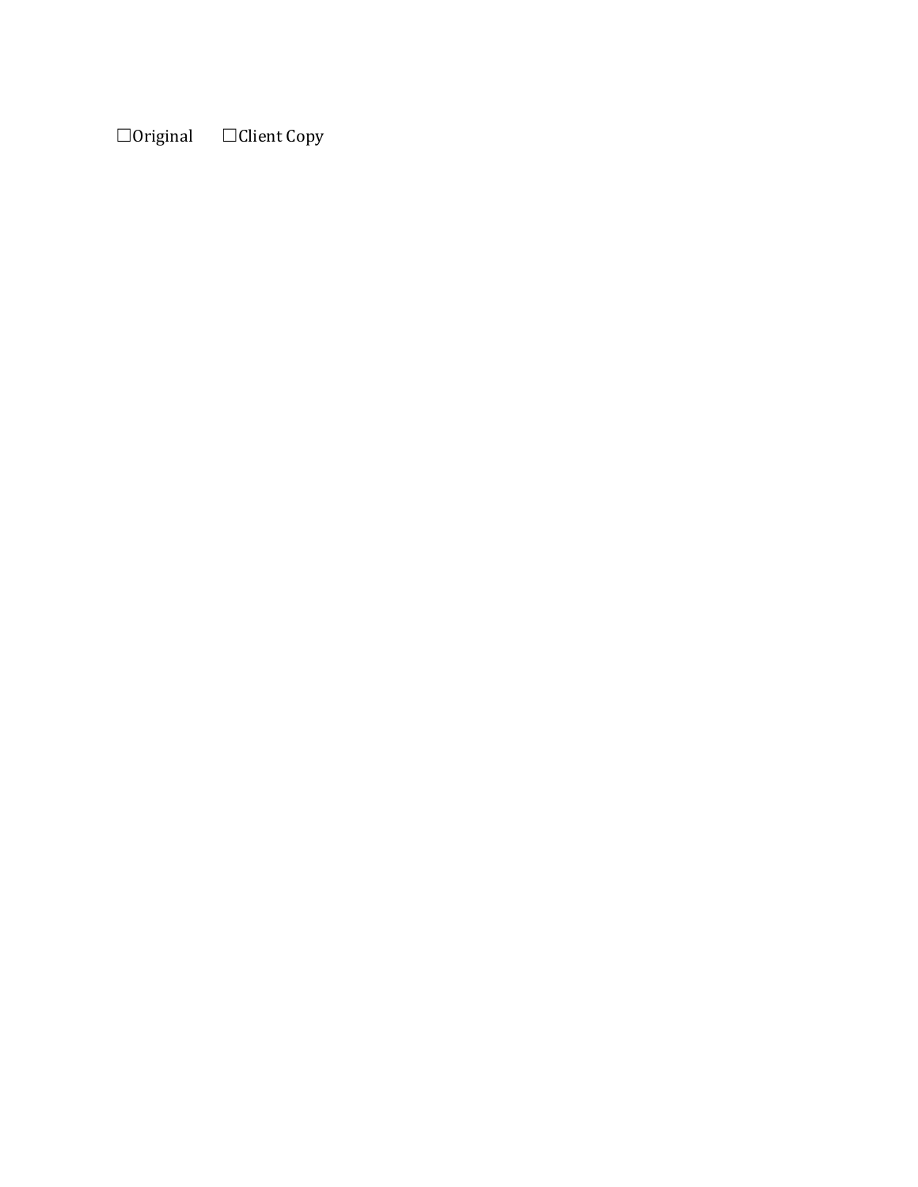☐Original ☐Client Copy